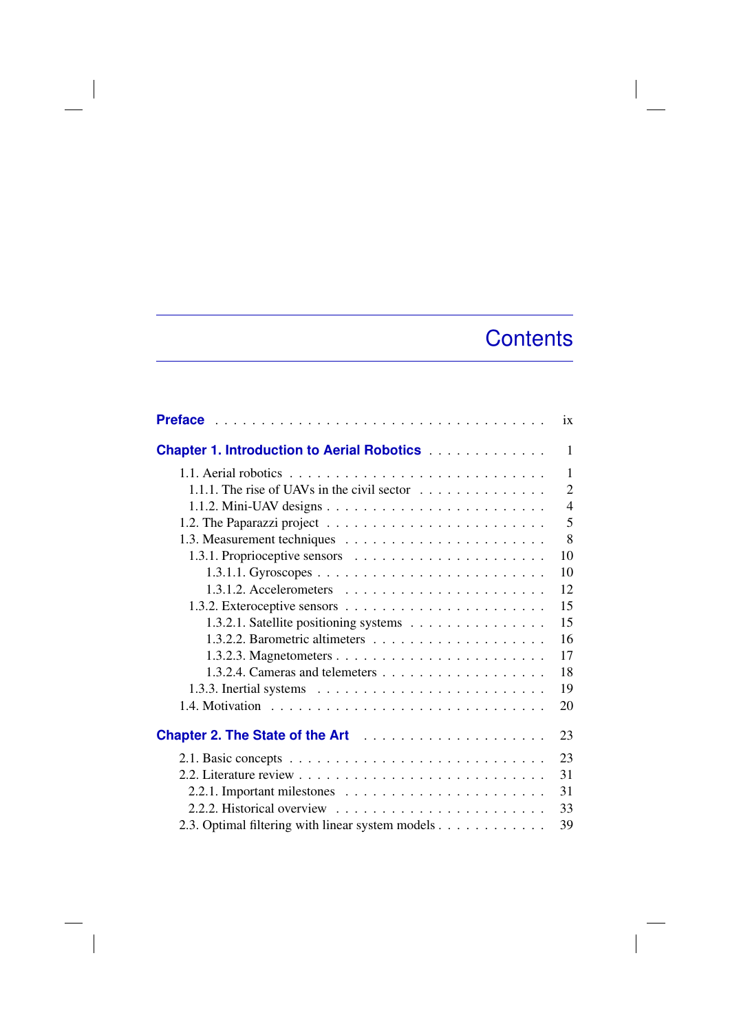# Contents

**Preface** . . . . . . . . . . ix

**Chapter 1. Introduction to Aerial Robotics** . . . . . . . . . . 1

- 1.1. Aerial robotics . . . . . . . . . . 1
  - 1.1.1. The rise of UAVs in the civil sector . . . . . . . . . . 2
  - 1.1.2. Mini-UAV designs . . . . . . . . . . 4
- 1.2. The Paparazzi project . . . . . . . . . . 5
- 1.3. Measurement techniques . . . . . . . . . . 8
  - 1.3.1. Proprioceptive sensors . . . . . . . . . . 10
    - 1.3.1.1. Gyroscopes . . . . . . . . . . 10
    - 1.3.1.2. Accelerometers . . . . . . . . . . 12
  - 1.3.2. Exteroceptive sensors . . . . . . . . . . 15
    - 1.3.2.1. Satellite positioning systems . . . . . . . . . . 15
    - 1.3.2.2. Barometric altimeters . . . . . . . . . . 16
    - 1.3.2.3. Magnetometers . . . . . . . . . . 17
    - 1.3.2.4. Cameras and telemeters . . . . . . . . . . 18
  - 1.3.3. Inertial systems . . . . . . . . . . 19
- 1.4. Motivation . . . . . . . . . . 20

**Chapter 2. The State of the Art** . . . . . . . . . . 23

- 2.1. Basic concepts . . . . . . . . . . 23
- 2.2. Literature review . . . . . . . . . . 31
  - 2.2.1. Important milestones . . . . . . . . . . 31
  - 2.2.2. Historical overview . . . . . . . . . . 33
- 2.3. Optimal filtering with linear system models . . . . . . . . . . 39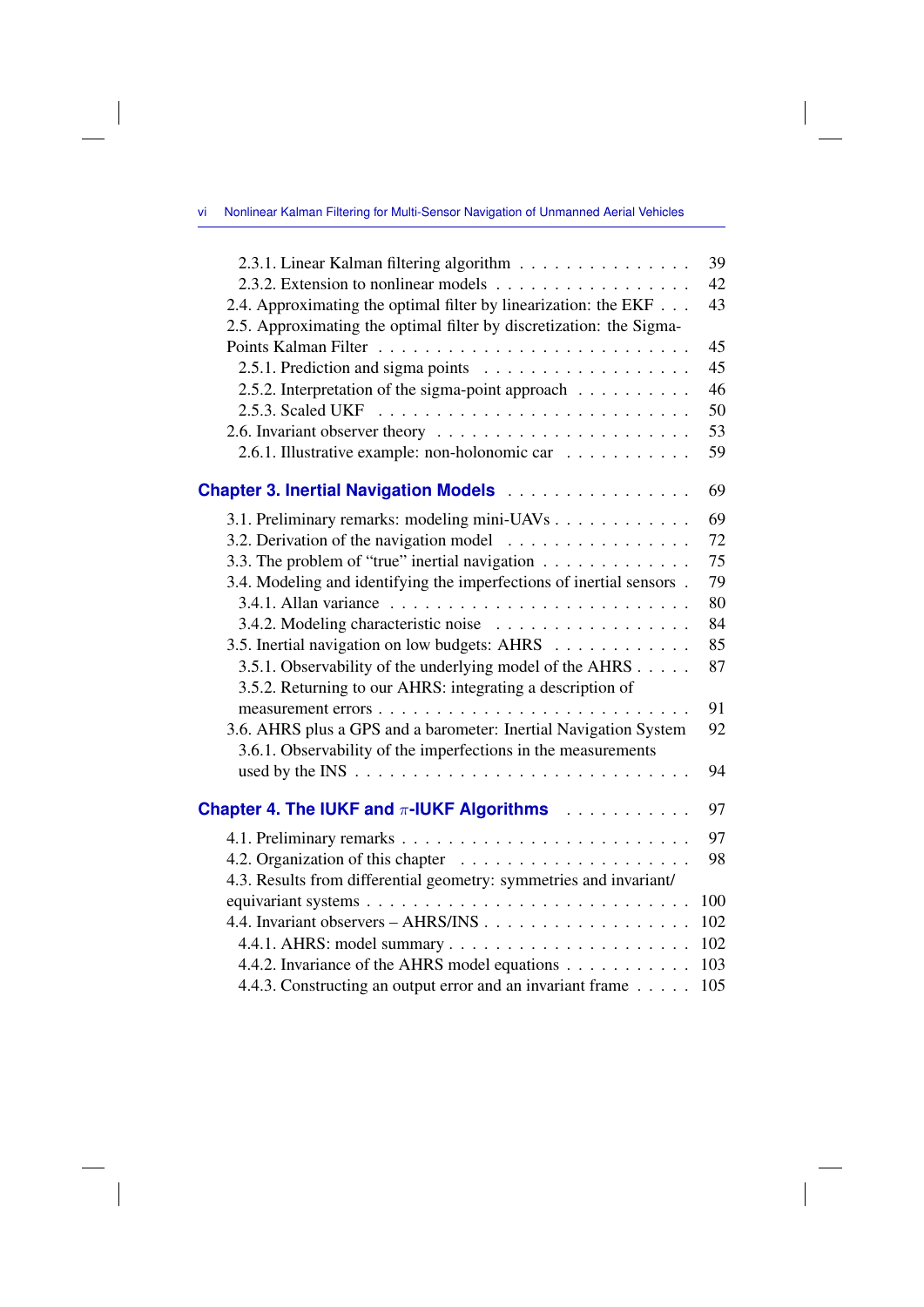2.3.1. Linear Kalman filtering algorithm . . . . . . . . . . . . . . . 39
2.3.2. Extension to nonlinear models . . . . . . . . . . . . . . . . 42
2.4. Approximating the optimal filter by linearization: the EKF . . . 43
2.5. Approximating the optimal filter by discretization: the Sigma-Points Kalman Filter . . . . . . . . . . . . . . . . . . . . . . . . 45
2.5.1. Prediction and sigma points . . . . . . . . . . . . . . . . . 45
2.5.2. Interpretation of the sigma-point approach . . . . . . . . . 46
2.5.3. Scaled UKF . . . . . . . . . . . . . . . . . . . . . . . . . 50
2.6. Invariant observer theory . . . . . . . . . . . . . . . . . . . . . 53
2.6.1. Illustrative example: non-holonomic car . . . . . . . . . . 59

**Chapter 3. Inertial Navigation Models** . . . . . . . . . . . . . . . 69

3.1. Preliminary remarks: modeling mini-UAVs . . . . . . . . . . . 69
3.2. Derivation of the navigation model . . . . . . . . . . . . . . . 72
3.3. The problem of “true” inertial navigation . . . . . . . . . . . . 75
3.4. Modeling and identifying the imperfections of inertial sensors . 79
3.4.1. Allan variance . . . . . . . . . . . . . . . . . . . . . . . . 80
3.4.2. Modeling characteristic noise . . . . . . . . . . . . . . . . 84
3.5. Inertial navigation on low budgets: AHRS . . . . . . . . . . . 85
3.5.1. Observability of the underlying model of the AHRS . . . . . 87
3.5.2. Returning to our AHRS: integrating a description of measurement errors . . . . . . . . . . . . . . . . . . . . . . . . . 91
3.6. AHRS plus a GPS and a barometer: Inertial Navigation System 92
3.6.1. Observability of the imperfections in the measurements used by the INS . . . . . . . . . . . . . . . . . . . . . . . . . 94

**Chapter 4. The IUKF and $\pi$-IUKF Algorithms** . . . . . . . . . . . 97

4.1. Preliminary remarks . . . . . . . . . . . . . . . . . . . . . . . 97
4.2. Organization of this chapter . . . . . . . . . . . . . . . . . . . 98
4.3. Results from differential geometry: symmetries and invariant/equivariant systems . . . . . . . . . . . . . . . . . . . . . . . . . 100
4.4. Invariant observers – AHRS/INS . . . . . . . . . . . . . . . . . 102
4.4.1. AHRS: model summary . . . . . . . . . . . . . . . . . . . 102
4.4.2. Invariance of the AHRS model equations . . . . . . . . . . 103
4.4.3. Constructing an output error and an invariant frame . . . . . 105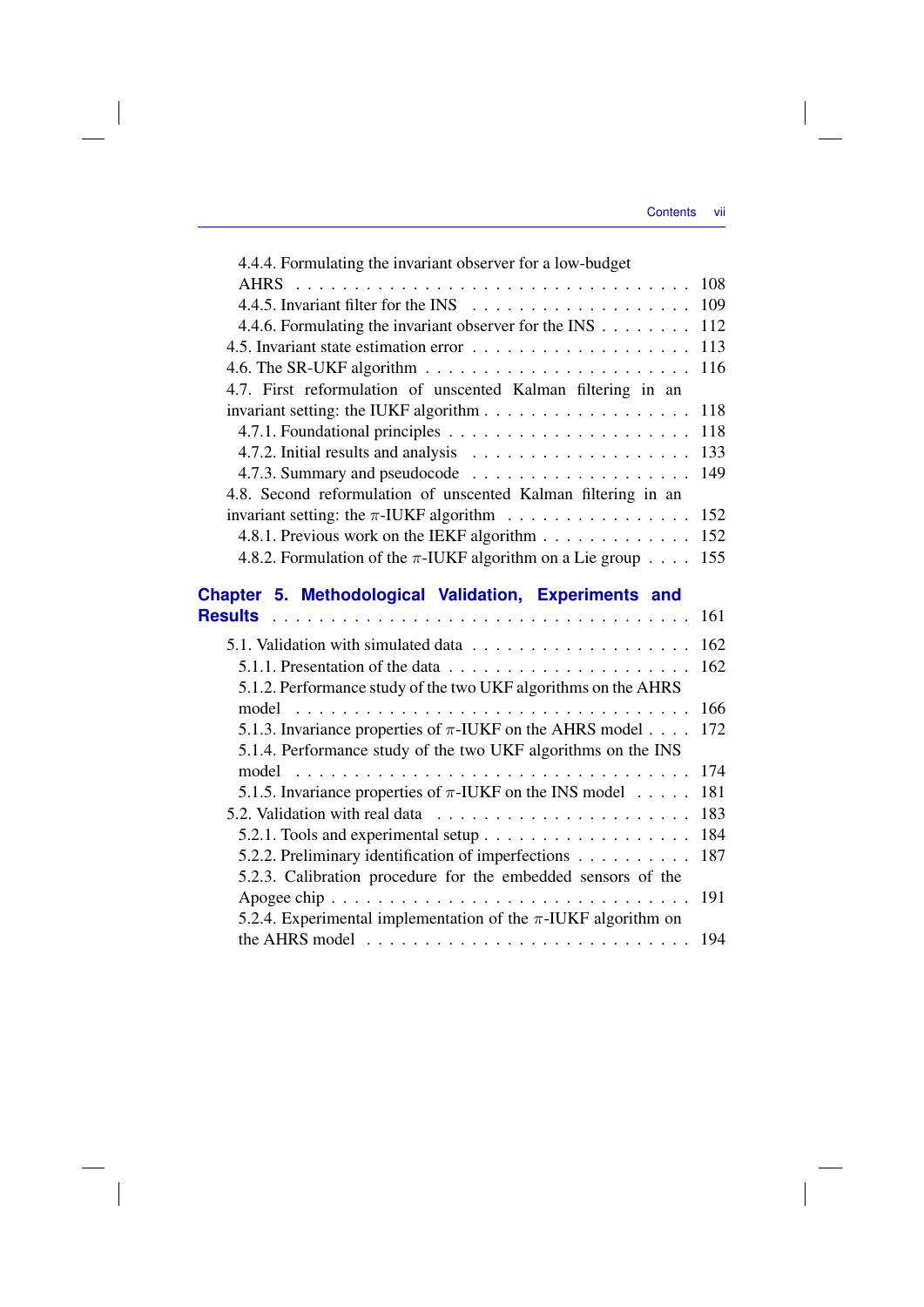4.4.4. Formulating the invariant observer for a low-budget AHRS . . . . . . . . . . . . . . . . . . . . . . . . . . . . . . . . 108
4.4.5. Invariant filter for the INS . . . . . . . . . . . . . . . . . . 109
4.4.6. Formulating the invariant observer for the INS . . . . . . . . 112
4.5. Invariant state estimation error . . . . . . . . . . . . . . . . . . . 113
4.6. The SR-UKF algorithm . . . . . . . . . . . . . . . . . . . . . . 116
4.7. First reformulation of unscented Kalman filtering in an invariant setting: the IUKF algorithm . . . . . . . . . . . . . . . . . . 118
4.7.1. Foundational principles . . . . . . . . . . . . . . . . . . . . 118
4.7.2. Initial results and analysis . . . . . . . . . . . . . . . . . . 133
4.7.3. Summary and pseudocode . . . . . . . . . . . . . . . . . . 149
4.8. Second reformulation of unscented Kalman filtering in an invariant setting: the $\pi$-IUKF algorithm . . . . . . . . . . . . . . . 152
4.8.1. Previous work on the IEKF algorithm . . . . . . . . . . . . . 152
4.8.2. Formulation of the $\pi$-IUKF algorithm on a Lie group . . . . 155

**Chapter 5. Methodological Validation, Experiments and Results** . . . . . . . . . . . . . . . . . . . . . . . . . . . . . . . . . . 161

5.1. Validation with simulated data . . . . . . . . . . . . . . . . . . 162
5.1.1. Presentation of the data . . . . . . . . . . . . . . . . . . . . 162
5.1.2. Performance study of the two UKF algorithms on the AHRS model . . . . . . . . . . . . . . . . . . . . . . . . . . . . . . . 166
5.1.3. Invariance properties of $\pi$-IUKF on the AHRS model . . . . 172
5.1.4. Performance study of the two UKF algorithms on the INS model . . . . . . . . . . . . . . . . . . . . . . . . . . . . . . . 174
5.1.5. Invariance properties of $\pi$-IUKF on the INS model . . . . . 181
5.2. Validation with real data . . . . . . . . . . . . . . . . . . . . . 183
5.2.1. Tools and experimental setup . . . . . . . . . . . . . . . . . 184
5.2.2. Preliminary identification of imperfections . . . . . . . . . . 187
5.2.3. Calibration procedure for the embedded sensors of the Apogee chip . . . . . . . . . . . . . . . . . . . . . . . . . . . . . 191
5.2.4. Experimental implementation of the $\pi$-IUKF algorithm on the AHRS model . . . . . . . . . . . . . . . . . . . . . . . . . 194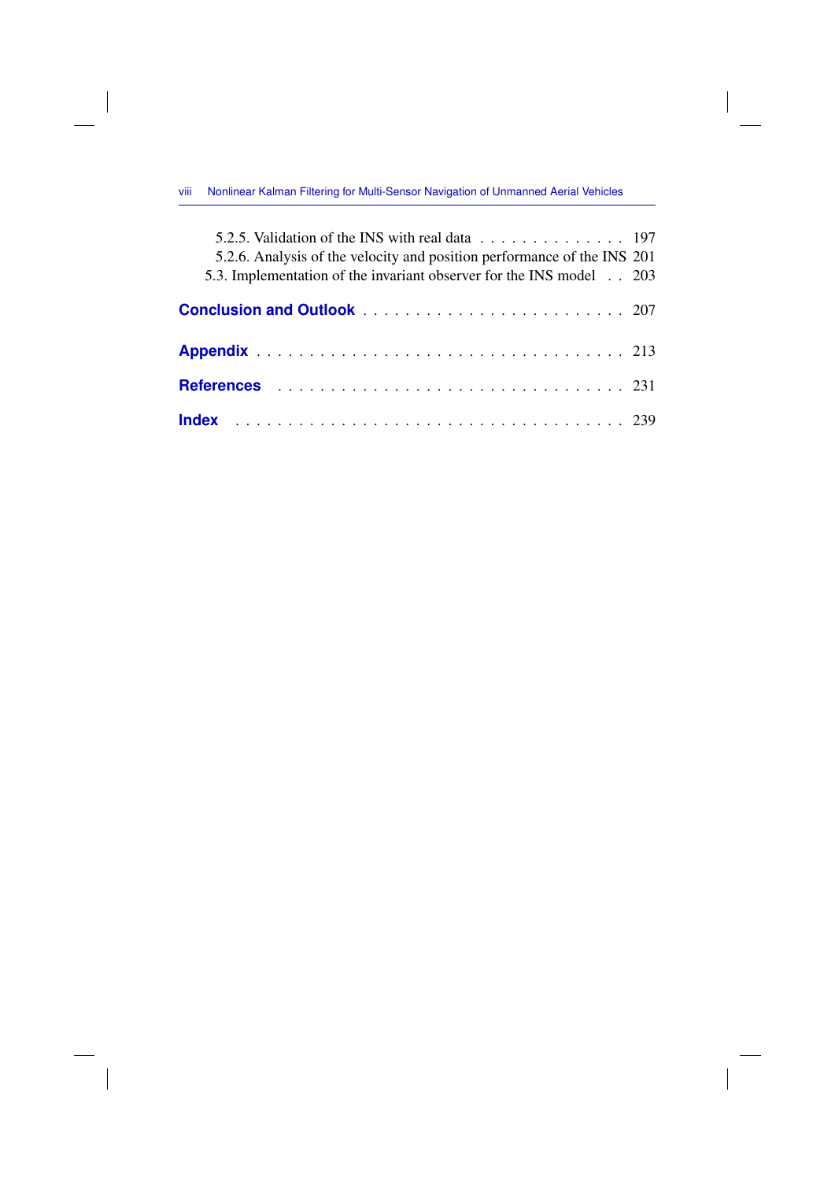5.2.5. Validation of the INS with real data . . . . . . . . . . . . . . 197
5.2.6. Analysis of the velocity and position performance of the INS 201
5.3. Implementation of the invariant observer for the INS model . . 203

**Conclusion and Outlook** . . . . . . . . . . . . . . . . . . . . . . . . 207

**Appendix** . . . . . . . . . . . . . . . . . . . . . . . . . . . . . . . . 213

**References** . . . . . . . . . . . . . . . . . . . . . . . . . . . . . . . 231

**Index** . . . . . . . . . . . . . . . . . . . . . . . . . . . . . . . . . . 239